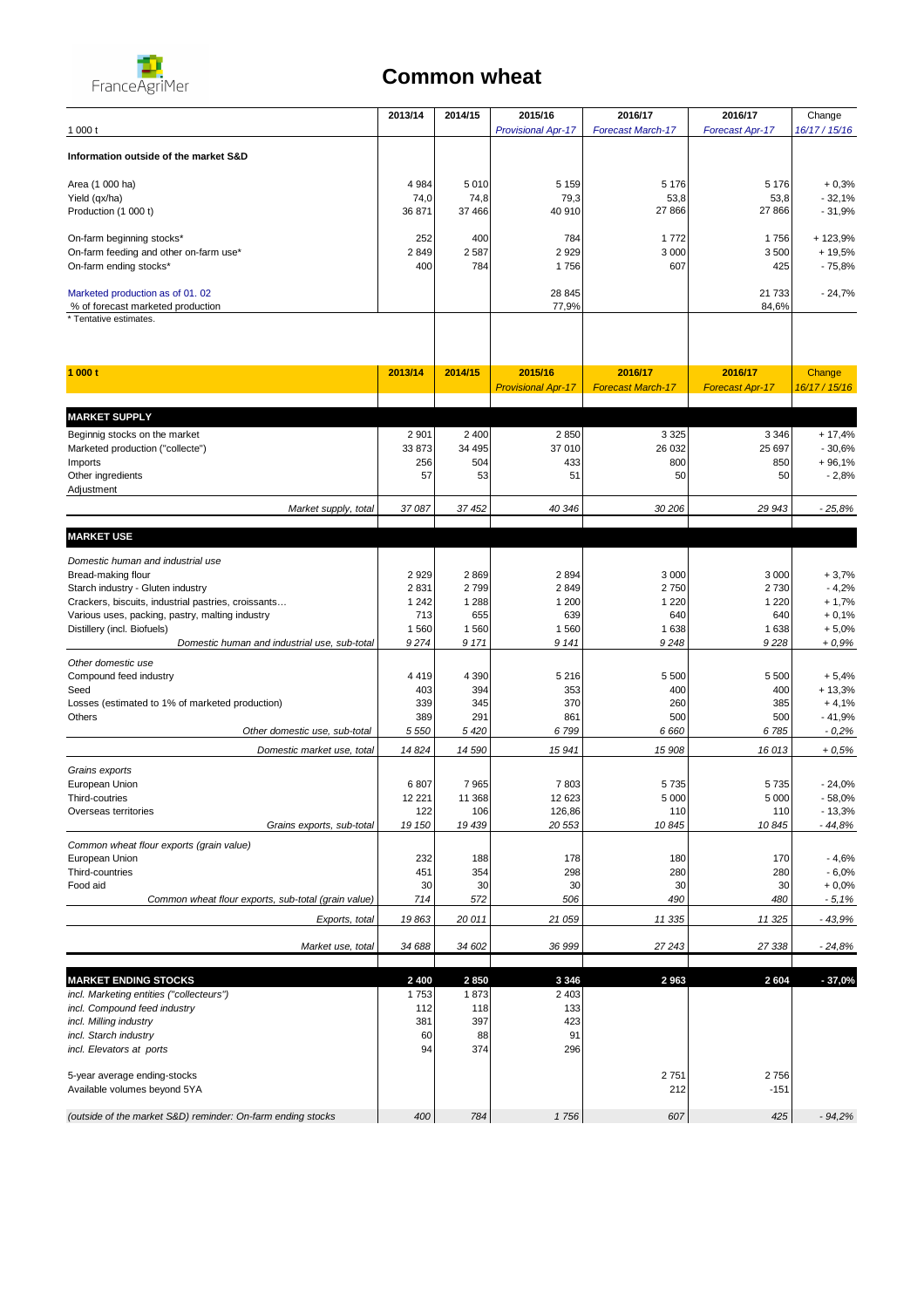FranceAgriMer

# Common wheat

| 1 000 t | 2013/14 | 2014/15 | 2015/16 *Provisional Apr-17* | 2016/17 *Forecast March-17* | 2016/17 *Forecast Apr-17* | Change *16/17 / 15/16* |
|---|---|---|---|---|---|---|
| **Information outside of the market S&D** | | | | | | |
| Area (1 000 ha) | 4 984 | 5 010 | 5 159 | 5 176 | 5 176 | + 0,3% |
| Yield (qx/ha) | 74,0 | 74,8 | 79,3 | 53,8 | 53,8 | - 32,1% |
| Production (1 000 t) | 36 871 | 37 466 | 40 910 | 27 866 | 27 866 | - 31,9% |
| On-farm beginning stocks* | 252 | 400 | 784 | 1 772 | 1 756 | + 123,9% |
| On-farm feeding and other on-farm use* | 2 849 | 2 587 | 2 929 | 3 000 | 3 500 | + 19,5% |
| On-farm ending stocks* | 400 | 784 | 1 756 | 607 | 425 | - 75,8% |
| Marketed production as of 01. 02 | | | 28 845 | | 21 733 | - 24,7% |
| % of forecast marketed production | | | 77,9% | | 84,6% | |

\* Tentative estimates.

| 1 000 t | 2013/14 | 2014/15 | 2015/16 *Provisional Apr-17* | 2016/17 *Forecast March-17* | 2016/17 *Forecast Apr-17* | Change *16/17 / 15/16* |
|---|---|---|---|---|---|---|
| **MARKET SUPPLY** | | | | | | |
| Beginnig stocks on the market | 2 901 | 2 400 | 2 850 | 3 325 | 3 346 | + 17,4% |
| Marketed production ("collecte") | 33 873 | 34 495 | 37 010 | 26 032 | 25 697 | - 30,6% |
| Imports | 256 | 504 | 433 | 800 | 850 | + 96,1% |
| Other ingredients | 57 | 53 | 51 | 50 | 50 | - 2,8% |
| Adjustment | | | | | | |
| *Market supply, total* | *37 087* | *37 452* | *40 346* | *30 206* | *29 943* | *- 25,8%* |
| **MARKET USE** | | | | | | |
| *Domestic human and industrial use* | | | | | | |
| Bread-making flour | 2 929 | 2 869 | 2 894 | 3 000 | 3 000 | + 3,7% |
| Starch industry - Gluten industry | 2 831 | 2 799 | 2 849 | 2 750 | 2 730 | - 4,2% |
| Crackers, biscuits, industrial pastries, croissants… | 1 242 | 1 288 | 1 200 | 1 220 | 1 220 | + 1,7% |
| Various uses, packing, pastry, malting industry | 713 | 655 | 639 | 640 | 640 | + 0,1% |
| Distillery (incl. Biofuels) | 1 560 | 1 560 | 1 560 | 1 638 | 1 638 | + 5,0% |
| *Domestic human and industrial use, sub-total* | *9 274* | *9 171* | *9 141* | *9 248* | *9 228* | *+ 0,9%* |
| *Other domestic use* | | | | | | |
| Compound feed industry | 4 419 | 4 390 | 5 216 | 5 500 | 5 500 | + 5,4% |
| Seed | 403 | 394 | 353 | 400 | 400 | + 13,3% |
| Losses (estimated to 1% of marketed production) | 339 | 345 | 370 | 260 | 385 | + 4,1% |
| Others | 389 | 291 | 861 | 500 | 500 | - 41,9% |
| *Other domestic use, sub-total* | *5 550* | *5 420* | *6 799* | *6 660* | *6 785* | *- 0,2%* |
| *Domestic market use, total* | *14 824* | *14 590* | *15 941* | *15 908* | *16 013* | *+ 0,5%* |
| *Grains exports* | | | | | | |
| European Union | 6 807 | 7 965 | 7 803 | 5 735 | 5 735 | - 24,0% |
| Third-couties | 12 221 | 11 368 | 12 623 | 5 000 | 5 000 | - 58,0% |
| Overseas territories | 122 | 106 | 126,86 | 110 | 110 | - 13,3% |
| *Grains exports, sub-total* | *19 150* | *19 439* | *20 553* | *10 845* | *10 845* | *- 44,8%* |
| *Common wheat flour exports (grain value)* | | | | | | |
| European Union | 232 | 188 | 178 | 180 | 170 | - 4,6% |
| Third-countries | 451 | 354 | 298 | 280 | 280 | - 6,0% |
| Food aid | 30 | 30 | 30 | 30 | 30 | + 0,0% |
| *Common wheat flour exports, sub-total (grain value)* | *714* | *572* | *506* | *490* | *480* | *- 5,1%* |
| *Exports, total* | *19 863* | *20 011* | *21 059* | *11 335* | *11 325* | *- 43,9%* |
| *Market use, total* | *34 688* | *34 602* | *36 999* | *27 243* | *27 338* | *- 24,8%* |
| **MARKET ENDING STOCKS** | **2 400** | **2 850** | **3 346** | **2 963** | **2 604** | **- 37,0%** |
| *incl. Marketing entities ("collecteurs")* | 1 753 | 1 873 | 2 403 | | | |
| *incl. Compound feed industry* | 112 | 118 | 133 | | | |
| *incl. Milling industry* | 381 | 397 | 423 | | | |
| *incl. Starch industry* | 60 | 88 | 91 | | | |
| *incl. Elevators at ports* | 94 | 374 | 296 | | | |
| 5-year average ending-stocks | | | | 2 751 | 2 756 | |
| Available volumes beyond 5YA | | | | 212 | -151 | |
| *(outside of the market S&D) reminder: On-farm ending stocks* | *400* | *784* | *1 756* | *607* | *425* | *- 94,2%* |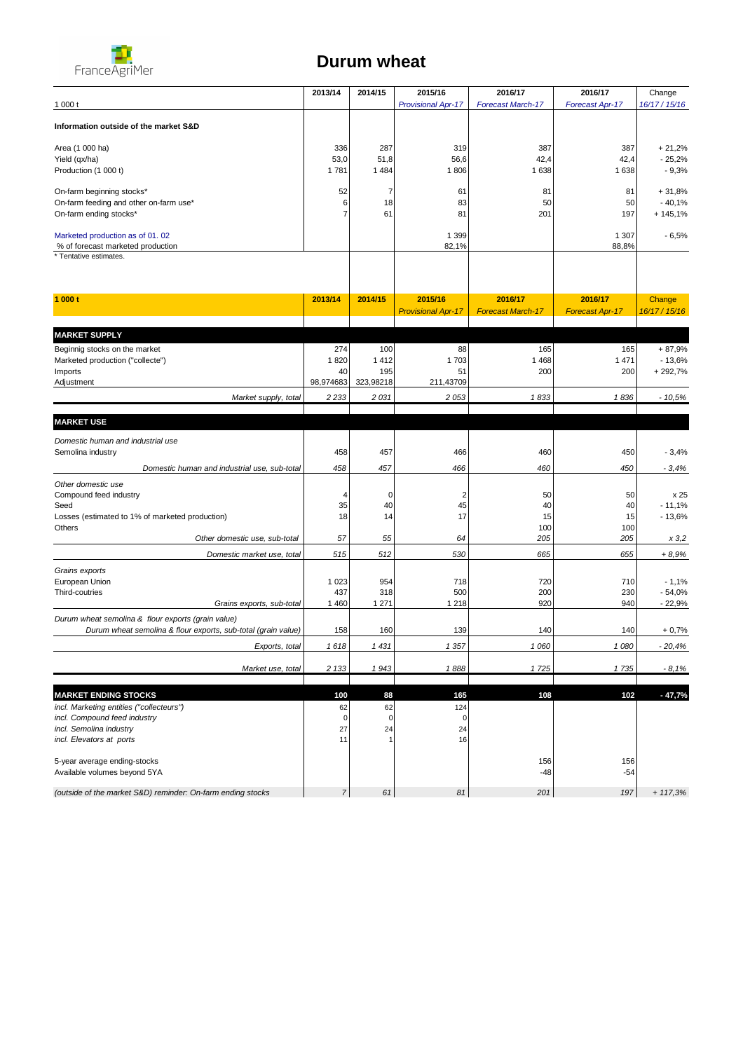# Durum wheat

| 1 000 t | 2013/14 | 2014/15 | 2015/16 Provisional Apr-17 | 2016/17 Forecast March-17 | 2016/17 Forecast Apr-17 | Change 16/17 / 15/16 |
|---|---|---|---|---|---|---|
| **Information outside of the market S&D** | | | | | | |
| Area (1 000 ha) | 336 | 287 | 319 | 387 | 387 | + 21,2% |
| Yield (qx/ha) | 53,0 | 51,8 | 56,6 | 42,4 | 42,4 | - 25,2% |
| Production (1 000 t) | 1 781 | 1 484 | 1 806 | 1 638 | 1 638 | - 9,3% |
| On-farm beginning stocks* | 52 | 7 | 61 | 81 | 81 | + 31,8% |
| On-farm feeding and other on-farm use* | 6 | 18 | 83 | 50 | 50 | - 40,1% |
| On-farm ending stocks* | 7 | 61 | 81 | 201 | 197 | + 145,1% |
| Marketed production as of 01. 02 | | | 1 399 | | 1 307 | - 6,5% |
| % of forecast marketed production | | | 82,1% | | 88,8% | |

\* Tentative estimates.

| 1 000 t | 2013/14 | 2014/15 | 2015/16 Provisional Apr-17 | 2016/17 Forecast March-17 | 2016/17 Forecast Apr-17 | Change 16/17 / 15/16 |
|---|---|---|---|---|---|---|
| **MARKET SUPPLY** | | | | | | |
| Beginnig stocks on the market | 274 | 100 | 88 | 165 | 165 | + 87,9% |
| Marketed production ("collecte") | 1 820 | 1 412 | 1 703 | 1 468 | 1 471 | - 13,6% |
| Imports | 40 | 195 | 51 | 200 | 200 | + 292,7% |
| Adjustment | 98,974683 | 323,98218 | 211,43709 | | | |
| *Market supply, total* | *2 233* | *2 031* | *2 053* | *1 833* | *1 836* | *- 10,5%* |
| **MARKET USE** | | | | | | |
| *Domestic human and industrial use* | | | | | | |
| Semolina industry | 458 | 457 | 466 | 460 | 450 | - 3,4% |
| *Domestic human and industrial use, sub-total* | *458* | *457* | *466* | *460* | *450* | *- 3,4%* |
| *Other domestic use* | | | | | | |
| Compound feed industry | 4 | 0 | 2 | 50 | 50 | x 25 |
| Seed | 35 | 40 | 45 | 40 | 40 | - 11,1% |
| Losses (estimated to 1% of marketed production) | 18 | 14 | 17 | 15 | 15 | - 13,6% |
| Others | | | | 100 | 100 | |
| *Other domestic use, sub-total* | *57* | *55* | *64* | *205* | *205* | *x 3,2* |
| *Domestic market use, total* | *515* | *512* | *530* | *665* | *655* | *+ 8,9%* |
| *Grains exports* | | | | | | |
| European Union | 1 023 | 954 | 718 | 720 | 710 | - 1,1% |
| Third-couties | 437 | 318 | 500 | 200 | 230 | - 54,0% |
| *Grains exports, sub-total* | 1 460 | 1 271 | 1 218 | 920 | 940 | - 22,9% |
| *Durum wheat semolina & flour exports (grain value)* | | | | | | |
| *Durum wheat semolina & flour exports, sub-total (grain value)* | 158 | 160 | 139 | 140 | 140 | + 0,7% |
| *Exports, total* | *1 618* | *1 431* | *1 357* | *1 060* | *1 080* | *- 20,4%* |
| *Market use, total* | *2 133* | *1 943* | *1 888* | *1 725* | *1 735* | *- 8,1%* |
| **MARKET ENDING STOCKS** | **100** | **88** | **165** | **108** | **102** | **- 47,7%** |
| *incl. Marketing entities ("collecteurs")* | 62 | 62 | 124 | | | |
| *incl. Compound feed industry* | 0 | 0 | 0 | | | |
| *incl. Semolina industry* | 27 | 24 | 24 | | | |
| *incl. Elevators at ports* | 11 | 1 | 16 | | | |
| 5-year average ending-stocks | | | | 156 | 156 | |
| Available volumes beyond 5YA | | | | -48 | -54 | |
| *(outside of the market S&D) reminder: On-farm ending stocks* | *7* | *61* | *81* | *201* | *197* | *+ 117,3%* |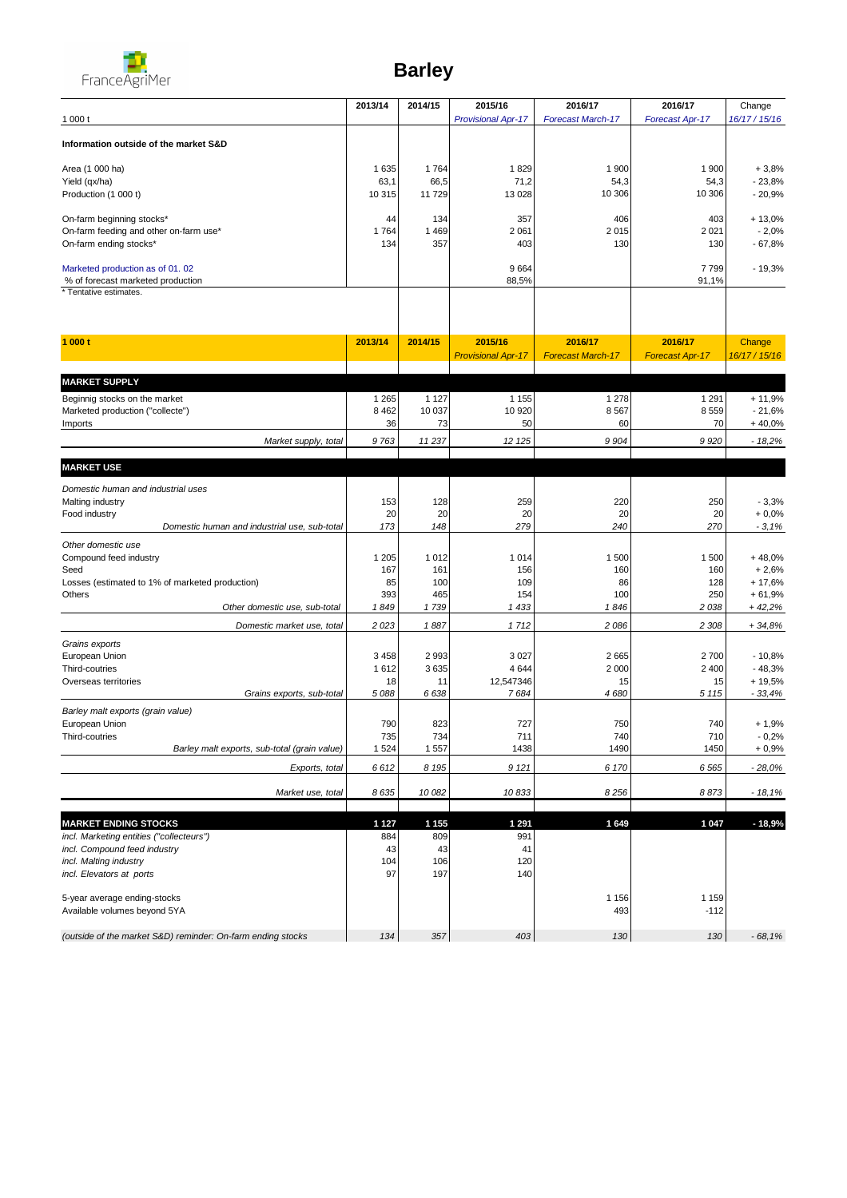FranceAgriMer

# Barley

| 1 000 t | 2013/14 | 2014/15 | 2015/16 *Provisional Apr-17* | 2016/17 *Forecast March-17* | 2016/17 *Forecast Apr-17* | Change *16/17 / 15/16* |
|---|---|---|---|---|---|---|
| **Information outside of the market S&D** | | | | | | |
| Area (1 000 ha) | 1 635 | 1 764 | 1 829 | 1 900 | 1 900 | + 3,8% |
| Yield (qx/ha) | 63,1 | 66,5 | 71,2 | 54,3 | 54,3 | - 23,8% |
| Production (1 000 t) | 10 315 | 11 729 | 13 028 | 10 306 | 10 306 | - 20,9% |
| On-farm beginning stocks* | 44 | 134 | 357 | 406 | 403 | + 13,0% |
| On-farm feeding and other on-farm use* | 1 764 | 1 469 | 2 061 | 2 015 | 2 021 | - 2,0% |
| On-farm ending stocks* | 134 | 357 | 403 | 130 | 130 | - 67,8% |
| Marketed production as of 01. 02 | | | 9 664 | | 7 799 | - 19,3% |
| % of forecast marketed production | | | 88,5% | | 91,1% | |

\* Tentative estimates.

| 1 000 t | 2013/14 | 2014/15 | 2015/16 *Provisional Apr-17* | 2016/17 *Forecast March-17* | 2016/17 *Forecast Apr-17* | Change *16/17 / 15/16* |
|---|---|---|---|---|---|---|
| **MARKET SUPPLY** | | | | | | |
| Beginnig stocks on the market | 1 265 | 1 127 | 1 155 | 1 278 | 1 291 | + 11,9% |
| Marketed production ("collecte") | 8 462 | 10 037 | 10 920 | 8 567 | 8 559 | - 21,6% |
| Imports | 36 | 73 | 50 | 60 | 70 | + 40,0% |
| *Market supply, total* | *9 763* | *11 237* | *12 125* | *9 904* | *9 920* | *- 18,2%* |
| **MARKET USE** | | | | | | |
| *Domestic human and industrial uses* | | | | | | |
| Malting industry | 153 | 128 | 259 | 220 | 250 | - 3,3% |
| Food industry | 20 | 20 | 20 | 20 | 20 | + 0,0% |
| *Domestic human and industrial use, sub-total* | *173* | *148* | *279* | *240* | *270* | *- 3,1%* |
| *Other domestic use* | | | | | | |
| Compound feed industry | 1 205 | 1 012 | 1 014 | 1 500 | 1 500 | + 48,0% |
| Seed | 167 | 161 | 156 | 160 | 160 | + 2,6% |
| Losses (estimated to 1% of marketed production) | 85 | 100 | 109 | 86 | 128 | + 17,6% |
| Others | 393 | 465 | 154 | 100 | 250 | + 61,9% |
| *Other domestic use, sub-total* | *1 849* | *1 739* | *1 433* | *1 846* | *2 038* | *+ 42,2%* |
| *Domestic market use, total* | *2 023* | *1 887* | *1 712* | *2 086* | *2 308* | *+ 34,8%* |
| *Grains exports* | | | | | | |
| European Union | 3 458 | 2 993 | 3 027 | 2 665 | 2 700 | - 10,8% |
| Third-couties | 1 612 | 3 635 | 4 644 | 2 000 | 2 400 | - 48,3% |
| Overseas territories | 18 | 11 | 12,547346 | 15 | 15 | + 19,5% |
| *Grains exports, sub-total* | *5 088* | *6 638* | *7 684* | *4 680* | *5 115* | *- 33,4%* |
| *Barley malt exports (grain value)* | | | | | | |
| European Union | 790 | 823 | 727 | 750 | 740 | + 1,9% |
| Third-couties | 735 | 734 | 711 | 740 | 710 | - 0,2% |
| *Barley malt exports, sub-total (grain value)* | 1 524 | 1 557 | 1438 | 1490 | 1450 | + 0,9% |
| *Exports, total* | *6 612* | *8 195* | *9 121* | *6 170* | *6 565* | *- 28,0%* |
| *Market use, total* | *8 635* | *10 082* | *10 833* | *8 256* | *8 873* | *- 18,1%* |
| **MARKET ENDING STOCKS** | **1 127** | **1 155** | **1 291** | **1 649** | **1 047** | **- 18,9%** |
| *incl. Marketing entities ("collecteurs")* | 884 | 809 | 991 | | | |
| *incl. Compound feed industry* | 43 | 43 | 41 | | | |
| *incl. Malting industry* | 104 | 106 | 120 | | | |
| *incl. Elevators at ports* | 97 | 197 | 140 | | | |
| 5-year average ending-stocks | | | | 1 156 | 1 159 | |
| Available volumes beyond 5YA | | | | 493 | -112 | |
| *(outside of the market S&D) reminder: On-farm ending stocks* | *134* | *357* | *403* | *130* | *130* | *- 68,1%* |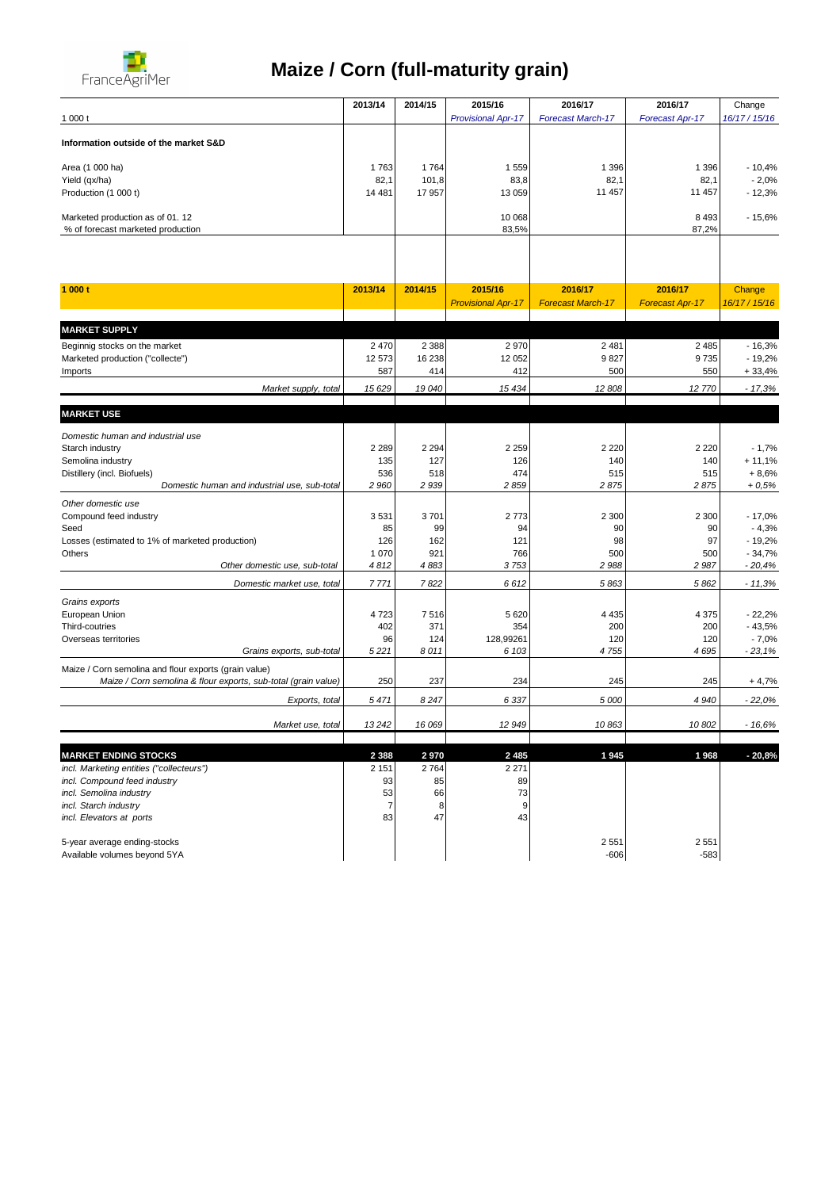# Maize / Corn (full-maturity grain)

| 1 000 t | 2013/14 | 2014/15 | 2015/16 Provisional Apr-17 | 2016/17 Forecast March-17 | 2016/17 Forecast Apr-17 | Change 16/17 / 15/16 |
|---|---|---|---|---|---|---|
| **Information outside of the market S&D** | | | | | | |
| Area (1 000 ha) | 1 763 | 1 764 | 1 559 | 1 396 | 1 396 | - 10,4% |
| Yield (qx/ha) | 82,1 | 101,8 | 83,8 | 82,1 | 82,1 | - 2,0% |
| Production (1 000 t) | 14 481 | 17 957 | 13 059 | 11 457 | 11 457 | - 12,3% |
| Marketed production as of 01. 12 | | | 10 068 | | 8 493 | - 15,6% |
| % of forecast marketed production | | | 83,5% | | 87,2% | |

| 1 000 t | 2013/14 | 2014/15 | 2015/16 Provisional Apr-17 | 2016/17 Forecast March-17 | 2016/17 Forecast Apr-17 | Change 16/17 / 15/16 |
|---|---|---|---|---|---|---|
| **MARKET SUPPLY** | | | | | | |
| Beginnig stocks on the market | 2 470 | 2 388 | 2 970 | 2 481 | 2 485 | - 16,3% |
| Marketed production ("collecte") | 12 573 | 16 238 | 12 052 | 9 827 | 9 735 | - 19,2% |
| Imports | 587 | 414 | 412 | 500 | 550 | + 33,4% |
| *Market supply, total* | *15 629* | *19 040* | *15 434* | *12 808* | *12 770* | *- 17,3%* |
| **MARKET USE** | | | | | | |
| *Domestic human and industrial use* | | | | | | |
| Starch industry | 2 289 | 2 294 | 2 259 | 2 220 | 2 220 | - 1,7% |
| Semolina industry | 135 | 127 | 126 | 140 | 140 | + 11,1% |
| Distillery (incl. Biofuels) | 536 | 518 | 474 | 515 | 515 | + 8,6% |
| *Domestic human and industrial use, sub-total* | *2 960* | *2 939* | *2 859* | *2 875* | *2 875* | *+ 0,5%* |
| *Other domestic use* | | | | | | |
| Compound feed industry | 3 531 | 3 701 | 2 773 | 2 300 | 2 300 | - 17,0% |
| Seed | 85 | 99 | 94 | 90 | 90 | - 4,3% |
| Losses (estimated to 1% of marketed production) | 126 | 162 | 121 | 98 | 97 | - 19,2% |
| Others | 1 070 | 921 | 766 | 500 | 500 | - 34,7% |
| *Other domestic use, sub-total* | *4 812* | *4 883* | *3 753* | *2 988* | *2 987* | *- 20,4%* |
| *Domestic market use, total* | *7 771* | *7 822* | *6 612* | *5 863* | *5 862* | *- 11,3%* |
| *Grains exports* | | | | | | |
| European Union | 4 723 | 7 516 | 5 620 | 4 435 | 4 375 | - 22,2% |
| Third-coutries | 402 | 371 | 354 | 200 | 200 | - 43,5% |
| Overseas territories | 96 | 124 | 128,99261 | 120 | 120 | - 7,0% |
| *Grains exports, sub-total* | *5 221* | *8 011* | *6 103* | *4 755* | *4 695* | *- 23,1%* |
| Maize / Corn semolina and flour exports (grain value) | | | | | | |
| *Maize / Corn semolina & flour exports, sub-total (grain value)* | 250 | 237 | 234 | 245 | 245 | + 4,7% |
| *Exports, total* | *5 471* | *8 247* | *6 337* | *5 000* | *4 940* | *- 22,0%* |
| *Market use, total* | *13 242* | *16 069* | *12 949* | *10 863* | *10 802* | *- 16,6%* |
| **MARKET ENDING STOCKS** | **2 388** | **2 970** | **2 485** | **1 945** | **1 968** | **- 20,8%** |
| *incl. Marketing entities ("collecteurs")* | 2 151 | 2 764 | 2 271 | | | |
| *incl. Compound feed industry* | 93 | 85 | 89 | | | |
| *incl. Semolina industry* | 53 | 66 | 73 | | | |
| *incl. Starch industry* | 7 | 8 | 9 | | | |
| *incl. Elevators at ports* | 83 | 47 | 43 | | | |
| 5-year average ending-stocks | | | | 2 551 | 2 551 | |
| Available volumes beyond 5YA | | | | -606 | -583 | |